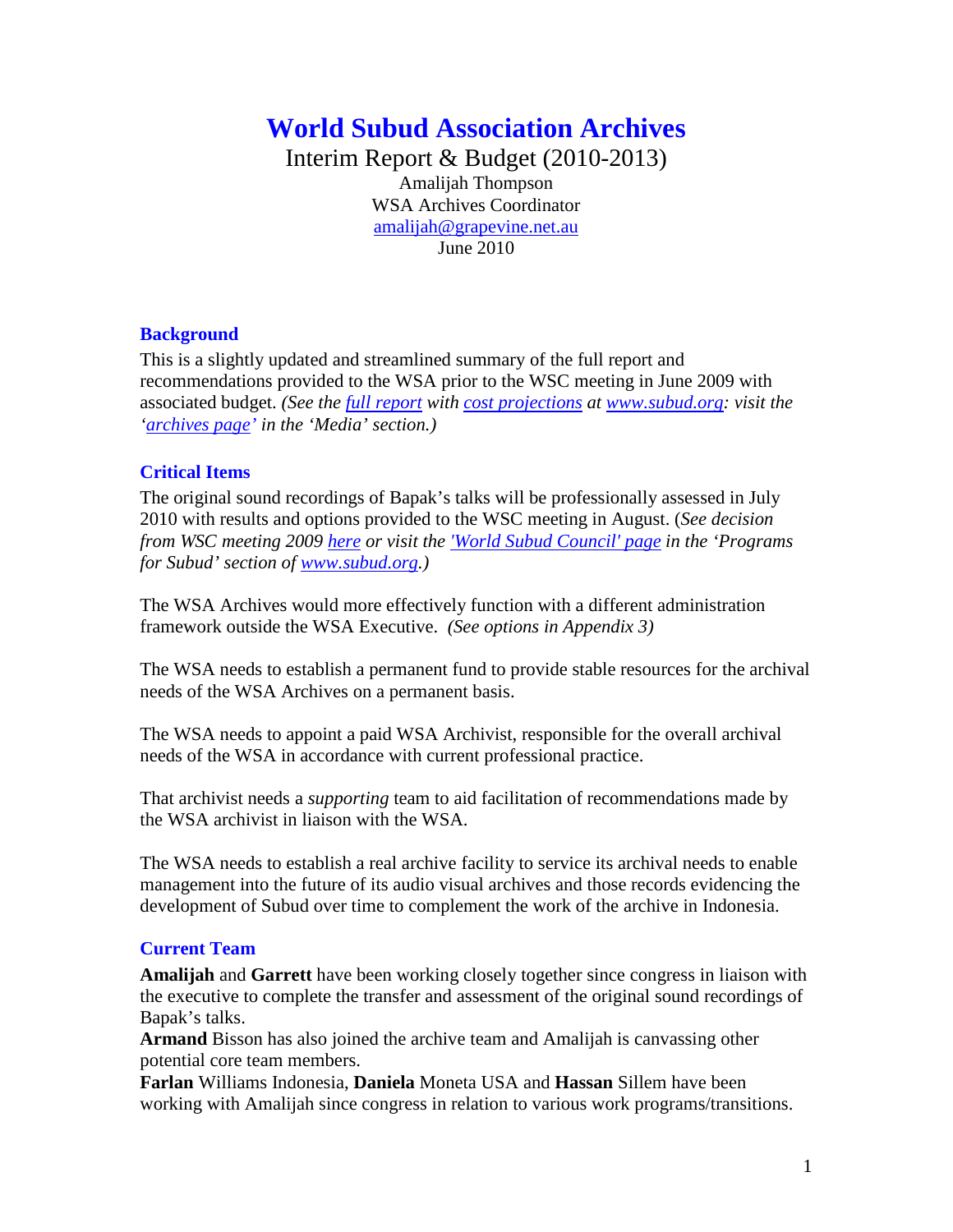# World Subud Association Archives

Interim Report & Budget (2010-2013)

Amalijah Thompson

WSA Archives Coordinator

amalijah@grapevine.net.au

June 2010

## Background

This is a slightly updated and streamlined summary of the full report and recommendations provided to the WSA prior to the WSC meeting in June 2009 with associated budget. *(See the [full report](full report) with [cost projections](cost projections) at [www.subud.org](www.subud.org): visit the '[archives page](archives page)' in the 'Media' section.)*

## Critical Items

The original sound recordings of Bapak's talks will be professionally assessed in July 2010 with results and options provided to the WSC meeting in August. (*See decision from WSC meeting 2009 [here](here) or visit the ['World Subud Council' page](World Subud Council page) in the 'Programs for Subud' section of [www.subud.org](www.subud.org).)*

The WSA Archives would more effectively function with a different administration framework outside the WSA Executive. *(See options in Appendix 3)*

The WSA needs to establish a permanent fund to provide stable resources for the archival needs of the WSA Archives on a permanent basis.

The WSA needs to appoint a paid WSA Archivist, responsible for the overall archival needs of the WSA in accordance with current professional practice.

That archivist needs a *supporting* team to aid facilitation of recommendations made by the WSA archivist in liaison with the WSA.

The WSA needs to establish a real archive facility to service its archival needs to enable management into the future of its audio visual archives and those records evidencing the development of Subud over time to complement the work of the archive in Indonesia.

## Current Team

**Amalijah** and **Garrett** have been working closely together since congress in liaison with the executive to complete the transfer and assessment of the original sound recordings of Bapak's talks.

**Armand** Bisson has also joined the archive team and Amalijah is canvassing other potential core team members.

**Farlan** Williams Indonesia, **Daniela** Moneta USA and **Hassan** Sillem have been working with Amalijah since congress in relation to various work programs/transitions.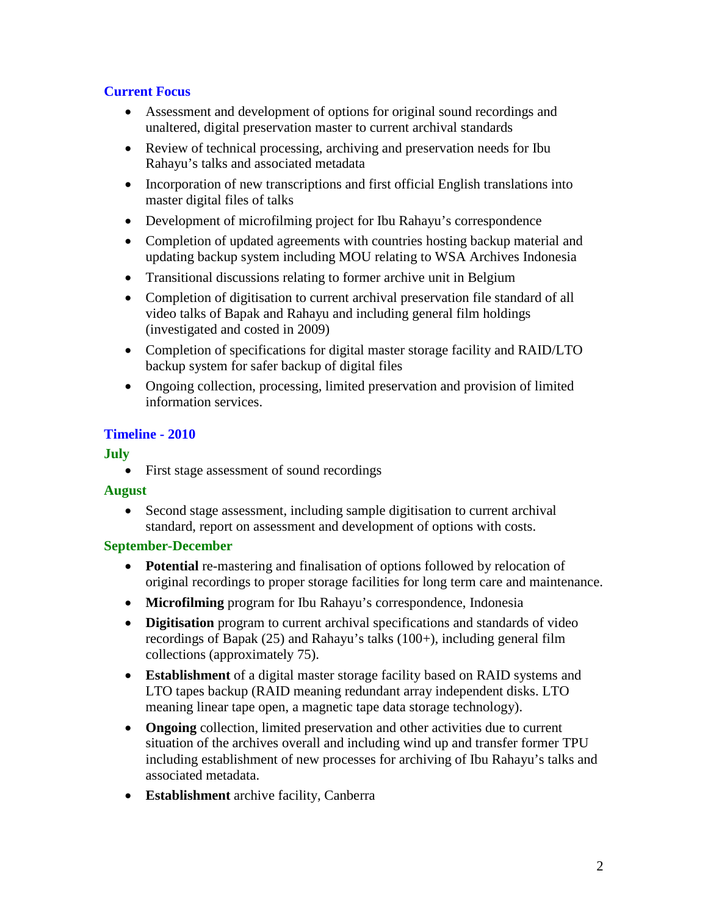## Current Focus

- Assessment and development of options for original sound recordings and unaltered, digital preservation master to current archival standards
- Review of technical processing, archiving and preservation needs for Ibu Rahayu's talks and associated metadata
- Incorporation of new transcriptions and first official English translations into master digital files of talks
- Development of microfilming project for Ibu Rahayu's correspondence
- Completion of updated agreements with countries hosting backup material and updating backup system including MOU relating to WSA Archives Indonesia
- Transitional discussions relating to former archive unit in Belgium
- Completion of digitisation to current archival preservation file standard of all video talks of Bapak and Rahayu and including general film holdings (investigated and costed in 2009)
- Completion of specifications for digital master storage facility and RAID/LTO backup system for safer backup of digital files
- Ongoing collection, processing, limited preservation and provision of limited information services.

## Timeline - 2010

### July

- First stage assessment of sound recordings

### August

- Second stage assessment, including sample digitisation to current archival standard, report on assessment and development of options with costs.

### September-December

- **Potential** re-mastering and finalisation of options followed by relocation of original recordings to proper storage facilities for long term care and maintenance.
- **Microfilming** program for Ibu Rahayu's correspondence, Indonesia
- **Digitisation** program to current archival specifications and standards of video recordings of Bapak (25) and Rahayu's talks (100+), including general film collections (approximately 75).
- **Establishment** of a digital master storage facility based on RAID systems and LTO tapes backup (RAID meaning redundant array independent disks. LTO meaning linear tape open, a magnetic tape data storage technology).
- **Ongoing** collection, limited preservation and other activities due to current situation of the archives overall and including wind up and transfer former TPU including establishment of new processes for archiving of Ibu Rahayu's talks and associated metadata.
- **Establishment** archive facility, Canberra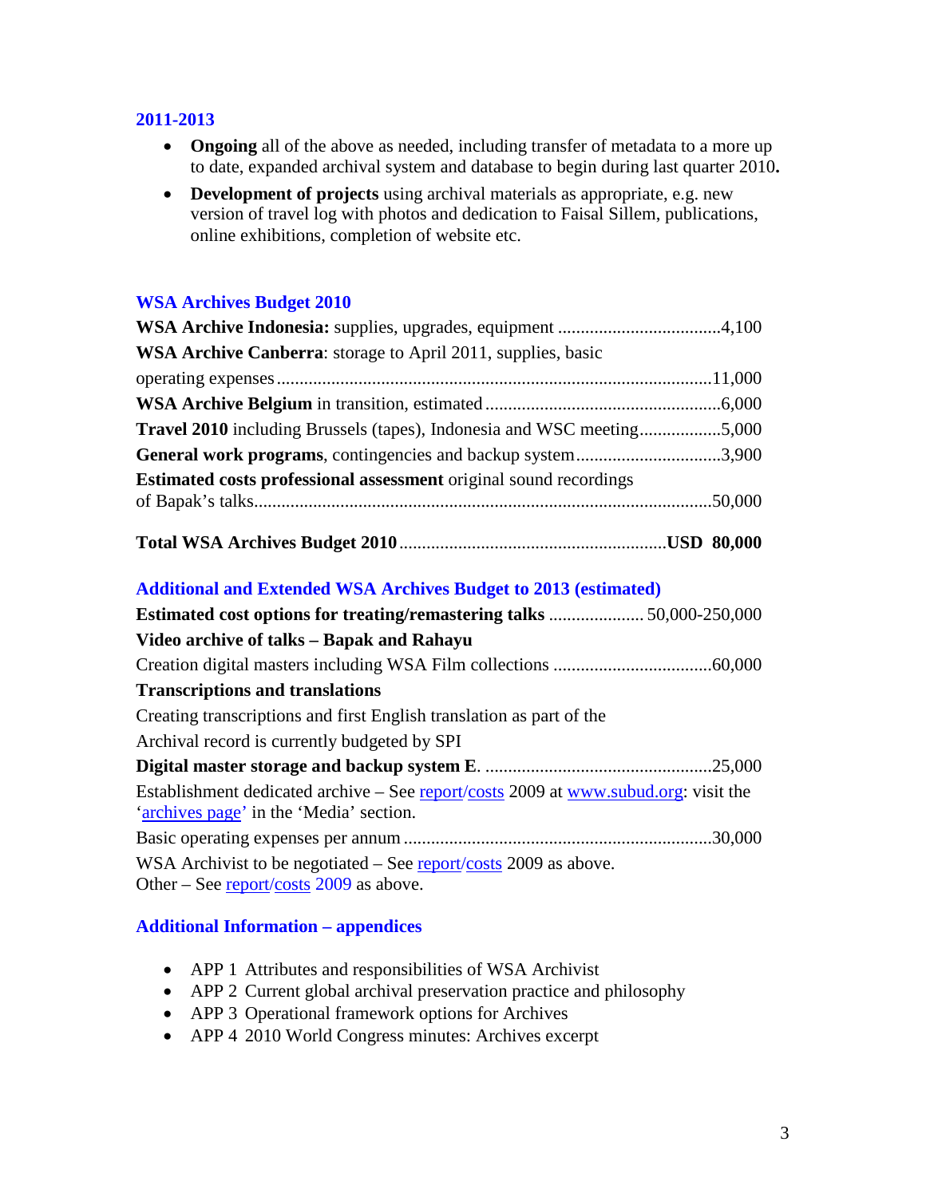### 2011-2013

- **Ongoing** all of the above as needed, including transfer of metadata to a more up to date, expanded archival system and database to begin during last quarter 2010**.**
- **Development of projects** using archival materials as appropriate, e.g. new version of travel log with photos and dedication to Faisal Sillem, publications, online exhibitions, completion of website etc.

### WSA Archives Budget 2010

**WSA Archive Indonesia:** supplies, upgrades, equipment ....................................4,100

**WSA Archive Canberra**: storage to April 2011, supplies, basic operating expenses................................................................................................11,000

**WSA Archive Belgium** in transition, estimated....................................................6,000

**Travel 2010** including Brussels (tapes), Indonesia and WSC meeting..................5,000

**General work programs**, contingencies and backup system................................3,900

**Estimated costs professional assessment** original sound recordings of Bapak's talks.....................................................................................................50,000

**Total WSA Archives Budget 2010**...........................................................**USD 80,000**

### Additional and Extended WSA Archives Budget to 2013 (estimated)

**Estimated cost options for treating/remastering talks** ..................... 50,000-250,000

**Video archive of talks – Bapak and Rahayu**

Creation digital masters including WSA Film collections ...................................60,000

**Transcriptions and translations**

Creating transcriptions and first English translation as part of the Archival record is currently budgeted by SPI

**Digital master storage and backup system E**. ..................................................25,000

Establishment dedicated archive – See report/costs 2009 at www.subud.org: visit the 'archives page' in the 'Media' section.

Basic operating expenses per annum ....................................................................30,000

WSA Archivist to be negotiated – See report/costs 2009 as above.
Other – See report/costs 2009 as above.

### Additional Information – appendices

- APP 1 Attributes and responsibilities of WSA Archivist
- APP 2 Current global archival preservation practice and philosophy
- APP 3 Operational framework options for Archives
- APP 4 2010 World Congress minutes: Archives excerpt